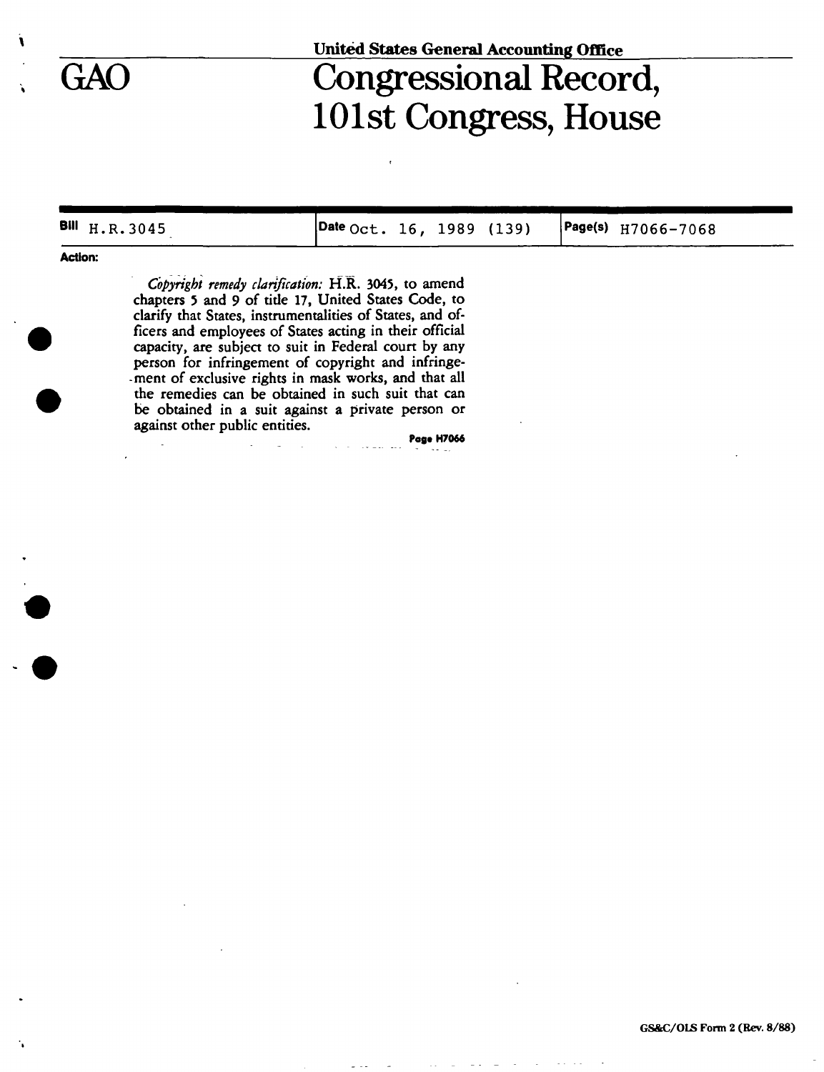United States General Accounting Office

# GAO Congressional Record, 101st Congress, House

| Bill H.R.3045 | Date Oct. 16, 1989 (139) | Page(s) H7066-7068 |
| --- | --- | --- |

**Action:**

*Copyright remedy clarification:* H.R. 3045, to amend chapters 5 and 9 of title 17, United States Code, to clarify that States, instrumentalities of States, and officers and employees of States acting in their official capacity, are subject to suit in Federal court by any person for infringement of copyright and infringement of exclusive rights in mask works, and that all the remedies can be obtained in such suit that can be obtained in a suit against a private person or against other public entities.

**Page H7066**

GS&C/OLS Form 2 (Rev. 8/88)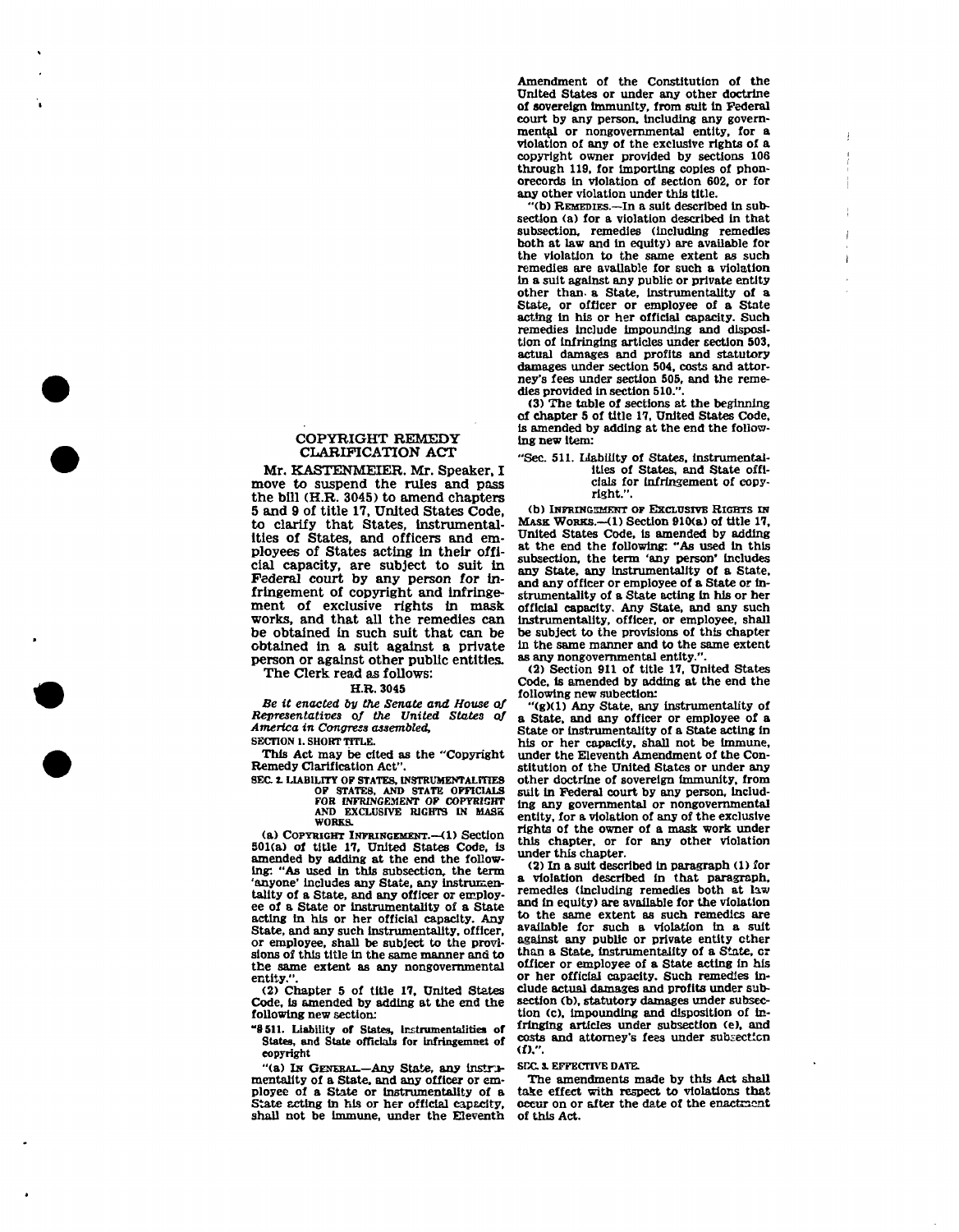## COPYRIGHT REMEDY CLARIFICATION ACT

Mr. KASTENMEIER. Mr. Speaker, I move to suspend the rules and pass the bill (H.R. 3045) to amend chapters 5 and 9 of title 17, United States Code, to clarify that States, instrumentalities of States, and officers and employees of States acting in their official capacity, are subject to suit in Federal court by any person for infringement of copyright and infringement of exclusive rights in mask works, and that all the remedies can be obtained in such suit that can be obtained in a suit against a private person or against other public entities.

The Clerk read as follows:

**H.R. 3045**

*Be it enacted by the Senate and House of Representatives of the United States of America in Congress assembled,*

SECTION 1. SHORT TITLE.

This Act may be cited as the "Copyright Remedy Clarification Act".

SEC. 2. LIABILITY OF STATES, INSTRUMENTALITIES OF STATES, AND STATE OFFICIALS FOR INFRINGEMENT OF COPYRIGHT AND EXCLUSIVE RIGHTS IN MASK WORKS.

(a) COPYRIGHT INFRINGEMENT.—(1) Section 501(a) of title 17, United States Code, is amended by adding at the end the following: "As used in this subsection, the term 'anyone' includes any State, any instrumentality of a State, and any officer or employee of a State or instrumentality of a State acting in his or her official capacity. Any State, and any such instrumentality, officer, or employee, shall be subject to the provisions of this title in the same manner and to the same extent as any nongovernmental entity.".

(2) Chapter 5 of title 17, United States Code, is amended by adding at the end the following new section:

"§ 511. Liability of States, instrumentalities of States, and State officials for infringemnet of copyright

"(a) IN GENERAL.—Any State, any instrumentality of a State, and any officer or employee of a State or instrumentality of a State acting in his or her official capacity, shall not be immune, under the Eleventh Amendment of the Constitution of the United States or under any other doctrine of sovereign immunity, from suit in Federal court by any person, including any governmental or nongovernmental entity, for a violation of any of the exclusive rights of a copyright owner provided by sections 106 through 119, for importing copies of phonorecords in violation of section 602, or for any other violation under this title.

"(b) REMEDIES.—In a suit described in subsection (a) for a violation described in that subsection, remedies (including remedies both at law and in equity) are available for the violation to the same extent as such remedies are available for such a violation in a suit against any public or private entity other than a State, instrumentality of a State, or officer or employee of a State acting in his or her official capacity. Such remedies include impounding and disposition of infringing articles under section 503, actual damages and profits and statutory damages under section 504, costs and attorney's fees under section 505, and the remedies provided in section 510.".

(3) The table of sections at the beginning of chapter 5 of title 17, United States Code, is amended by adding at the end the following new item:

"Sec. 511. Liability of States, instrumentalities of States, and State officials for infringement of copyright.".

(b) INFRINGEMENT OF EXCLUSIVE RIGHTS IN MASK WORKS.—(1) Section 910(a) of title 17, United States Code, is amended by adding at the end the following: "As used in this subsection, the term 'any person' includes any State, any instrumentality of a State, and any officer or employee of a State or instrumentality of a State acting in his or her official capacity. Any State, and any such instrumentality, officer, or employee, shall be subject to the provisions of this chapter in the same manner and to the same extent as any nongovernmental entity.".

(2) Section 911 of title 17, United States Code, is amended by adding at the end the following new subsection:

"(g)(1) Any State, any instrumentality of a State, and any officer or employee of a State or instrumentality of a State acting in his or her capacity, shall not be immune, under the Eleventh Amendment of the Constitution of the United States or under any other doctrine of sovereign immunity, from suit in Federal court by any person, including any governmental or nongovernmental entity, for a violation of any of the exclusive rights of the owner of a mask work under this chapter, or for any other violation under this chapter.

(2) In a suit described in paragraph (1) for a violation described in that paragraph, remedies (including remedies both at law and in equity) are available for the violation to the same extent as such remedies are available for such a violation in a suit against any public or private entity other than a State, instrumentality of a State, or officer or employee of a State acting in his or her official capacity. Such remedies include actual damages and profits under subsection (b), statutory damages under subsection (c), impounding and disposition of infringing articles under subsection (e), and costs and attorney's fees under subsection (f).".

SEC. 3. EFFECTIVE DATE.

The amendments made by this Act shall take effect with respect to violations that occur on or after the date of the enactment of this Act.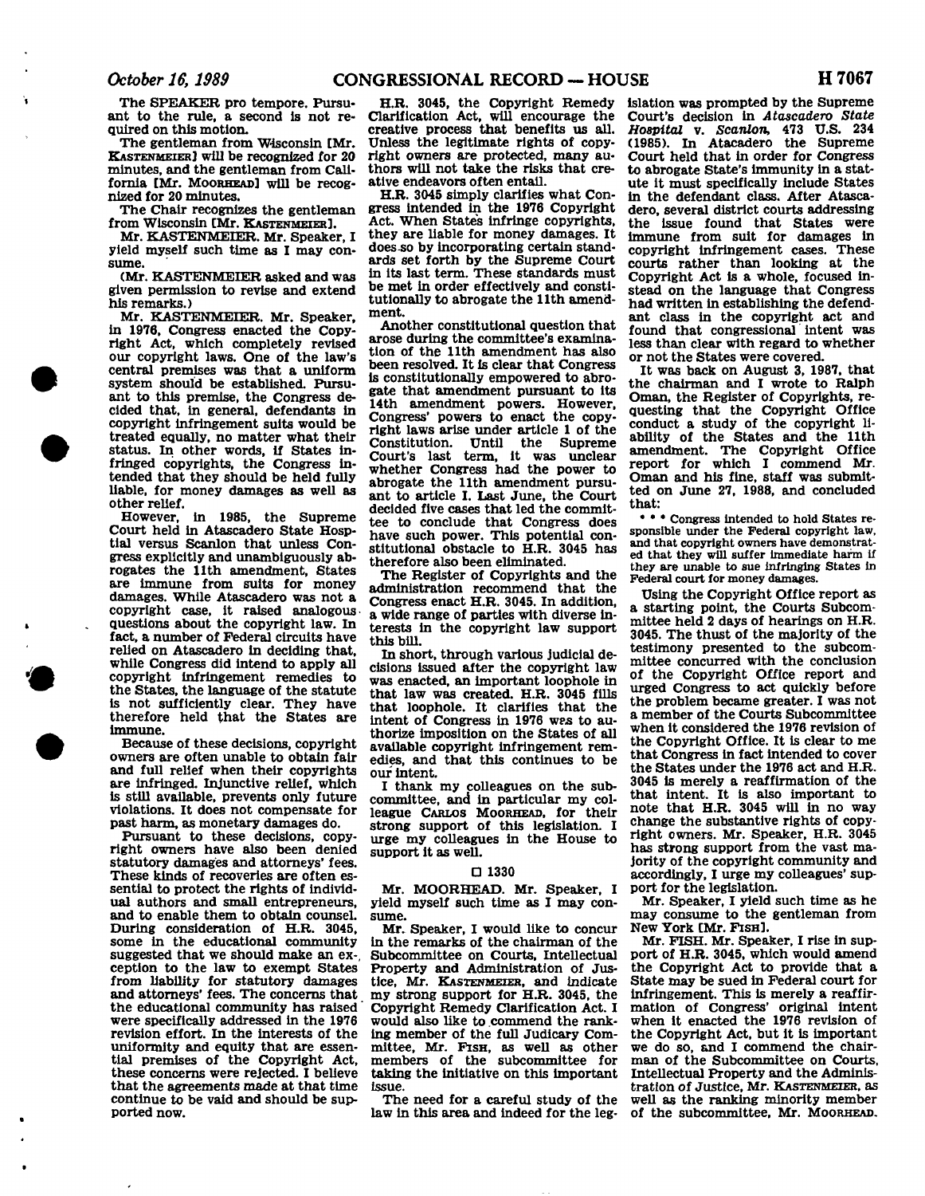The SPEAKER pro tempore. Pursuant to the rule, a second is not required on this motion.

The gentleman from Wisconsin [Mr. KASTENMEIER] will be recognized for 20 minutes, and the gentleman from California [Mr. MOORHEAD] will be recognized for 20 minutes.

The Chair recognizes the gentleman from Wisconsin [Mr. KASTENMEIER].

Mr. KASTENMEIER. Mr. Speaker, I yield myself such time as I may consume.

(Mr. KASTENMEIER asked and was given permission to revise and extend his remarks.)

Mr. KASTENMEIER. Mr. Speaker, in 1976, Congress enacted the Copyright Act, which completely revised our copyright laws. One of the law's central premises was that a uniform system should be established. Pursuant to this premise, the Congress decided that, in general, defendants in copyright infringement suits would be treated equally, no matter what their status. In other words, if States infringed copyrights, the Congress intended that they should be held fully liable, for money damages as well as other relief.

However, in 1985, the Supreme Court held in Atascadero State Hospital versus Scanlon that unless Congress explicitly and unambiguously abrogates the 11th amendment, States are immune from suits for money damages. While Atascadero was not a copyright case, it raised analogous questions about the copyright law. In fact, a number of Federal circuits have relied on Atascadero in deciding that, while Congress did intend to apply all copyright infringement remedies to the States, the language of the statute is not sufficiently clear. They have therefore held that the States are immune.

Because of these decisions, copyright owners are often unable to obtain fair and full relief when their copyrights are infringed. Injunctive relief, which is still available, prevents only future violations. It does not compensate for past harm, as monetary damages do.

Pursuant to these decisions, copyright owners have also been denied statutory damages and attorneys' fees. These kinds of recoveries are often essential to protect the rights of individual authors and small entrepreneurs, and to enable them to obtain counsel. During consideration of H.R. 3045, some in the educational community suggested that we should make an exception to the law to exempt States from liability for statutory damages and attorneys' fees. The concerns that the educational community has raised were specifically addressed in the 1976 revision effort. In the interests of the uniformity and equity that are essential premises of the Copyright Act, these concerns were rejected. I believe that the agreements made at that time continue to be vaid and should be supported now.

H.R. 3045, the Copyright Remedy Clarification Act, will encourage the creative process that benefits us all. Unless the legitimate rights of copyright owners are protected, many authors will not take the risks that creative endeavors often entail.

H.R. 3045 simply clarifies what Congress intended in the 1976 Copyright Act. When States infringe copyrights, they are liable for money damages. It does so by incorporating certain standards set forth by the Supreme Court in its last term. These standards must be met in order effectively and constitutionally to abrogate the 11th amendment.

Another constitutional question that arose during the committee's examination of the 11th amendment has also been resolved. It is clear that Congress is constitutionally empowered to abrogate that amendment pursuant to its 14th amendment powers. However, Congress' powers to enact the copyright laws arise under article 1 of the Constitution. Until the Supreme Court's last term, it was unclear whether Congress had the power to abrogate the 11th amendment pursuant to article I. Last June, the Court decided five cases that led the committee to conclude that Congress does have such power. This potential constitutional obstacle to H.R. 3045 has therefore also been eliminated.

The Register of Copyrights and the administration recommend that the Congress enact H.R. 3045. In addition, a wide range of parties with diverse interests in the copyright law support this bill.

In short, through various judicial decisions issued after the copyright law was enacted, an important loophole in that law was created. H.R. 3045 fills that loophole. It clarifies that the intent of Congress in 1976 was to authorize imposition on the States of all available copyright infringement remedies, and that this continues to be our intent.

I thank my colleagues on the subcommittee, and in particular my colleague CARLOS MOORHEAD, for their strong support of this legislation. I urge my colleagues in the House to support it as well.

□ 1330

Mr. MOORHEAD. Mr. Speaker, I yield myself such time as I may consume.

Mr. Speaker, I would like to concur in the remarks of the chairman of the Subcommittee on Courts, Intellectual Property and Administration of Justice, Mr. KASTENMEIER, and indicate my strong support for H.R. 3045, the Copyright Remedy Clarification Act. I would also like to commend the ranking member of the full Judicary Committee, Mr. FISH, as well as other members of the subcommittee for taking the initiative on this important issue.

The need for a careful study of the law in this area and indeed for the legislation was prompted by the Supreme Court's decision in *Atascadero State Hospital* v. *Scanlon*, 473 U.S. 234 (1985). In Atacadero the Supreme Court held that in order for Congress to abrogate State's immunity in a statute it must specifically include States in the defendant class. After Atascadero, several district courts addressing the issue found that States were immune from suit for damages in copyright infringement cases. These courts rather than looking at the Copyright Act is a whole, focused instead on the language that Congress had written in establishing the defendant class in the copyright act and found that congressional intent was less than clear with regard to whether or not the States were covered.

It was back on August 3, 1987, that the chairman and I wrote to Ralph Oman, the Register of Copyrights, requesting that the Copyright Office conduct a study of the copyright liability of the States and the 11th amendment. The Copyright Office report for which I commend Mr. Oman and his fine, staff was submitted on June 27, 1988, and concluded that:

> * * * Congress intended to hold States responsible under the Federal copyright law, and that copyright owners have demonstrated that they will suffer immediate harm if they are unable to sue infringing States in Federal court for money damages.

Using the Copyright Office report as a starting point, the Courts Subcommittee held 2 days of hearings on H.R. 3045. The thust of the majority of the testimony presented to the subcommittee concurred with the conclusion of the Copyright Office report and urged Congress to act quickly before the problem became greater. I was not a member of the Courts Subcommittee when it considered the 1976 revision of the Copyright Office. It is clear to me that Congress in fact intended to cover the States under the 1976 act and H.R. 3045 is merely a reaffirmation of the that intent. It is also important to note that H.R. 3045 will in no way change the substantive rights of copyright owners. Mr. Speaker, H.R. 3045 has strong support from the vast majority of the copyright community and accordingly, I urge my colleagues' support for the legislation.

Mr. Speaker, I yield such time as he may consume to the gentleman from New York [Mr. FISH].

Mr. FISH. Mr. Speaker, I rise in support of H.R. 3045, which would amend the Copyright Act to provide that a State may be sued in Federal court for infringement. This is merely a reaffirmation of Congress' original intent when it enacted the 1976 revision of the Copyright Act, but it is important we do so, and I commend the chairman of the Subcommittee on Courts, Intellectual Property and the Administration of Justice, Mr. KASTENMEIER, as well as the ranking minority member of the subcommittee, Mr. MOORHEAD.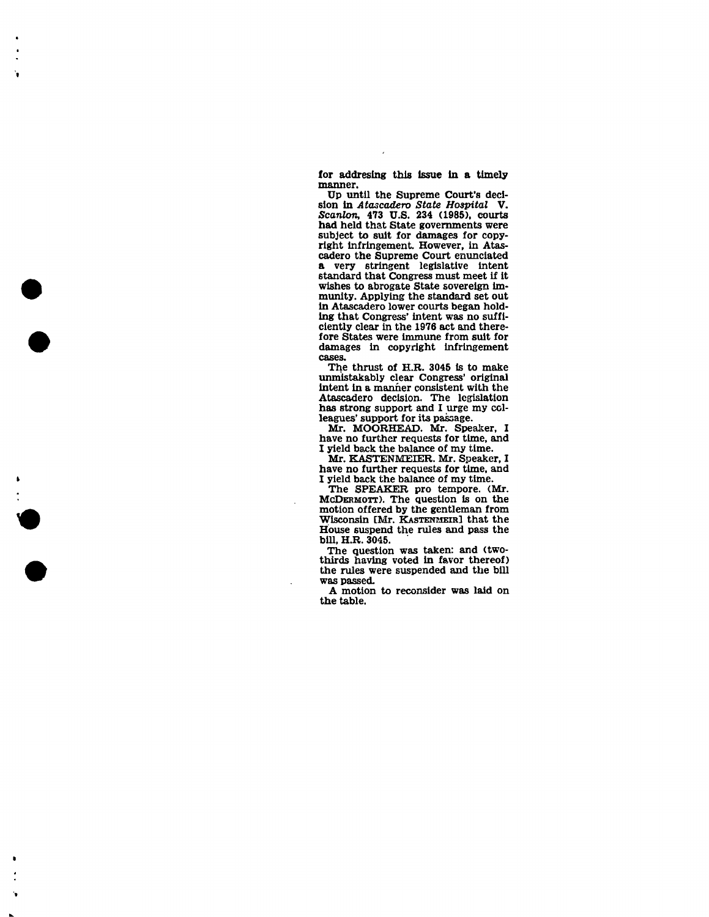for addresing this issue in a timely manner.

Up until the Supreme Court's decision in *Atascadero State Hospital* V. *Scanlon*, 473 U.S. 234 (1985), courts had held that State governments were subject to suit for damages for copyright infringement. However, in Atascadero the Supreme Court enunciated a very stringent legislative intent standard that Congress must meet if it wishes to abrogate State sovereign immunity. Applying the standard set out in Atascadero lower courts began holding that Congress' intent was no sufficiently clear in the 1976 act and therefore States were immune from suit for damages in copyright infringement cases.

The thrust of H.R. 3045 is to make unmistakably clear Congress' original intent in a manner consistent with the Atascadero decision. The legislation has strong support and I urge my colleagues' support for its passage.

Mr. MOORHEAD. Mr. Speaker, I have no further requests for time, and I yield back the balance of my time.

Mr. KASTENMEIER. Mr. Speaker, I have no further requests for time, and I yield back the balance of my time.

The SPEAKER pro tempore. (Mr. McDERMOTT). The question is on the motion offered by the gentleman from Wisconsin [Mr. KASTENMEIR] that the House suspend the rules and pass the bill, H.R. 3045.

The question was taken: and (two-thirds having voted in favor thereof) the rules were suspended and the bill was passed.

A motion to reconsider was laid on the table.